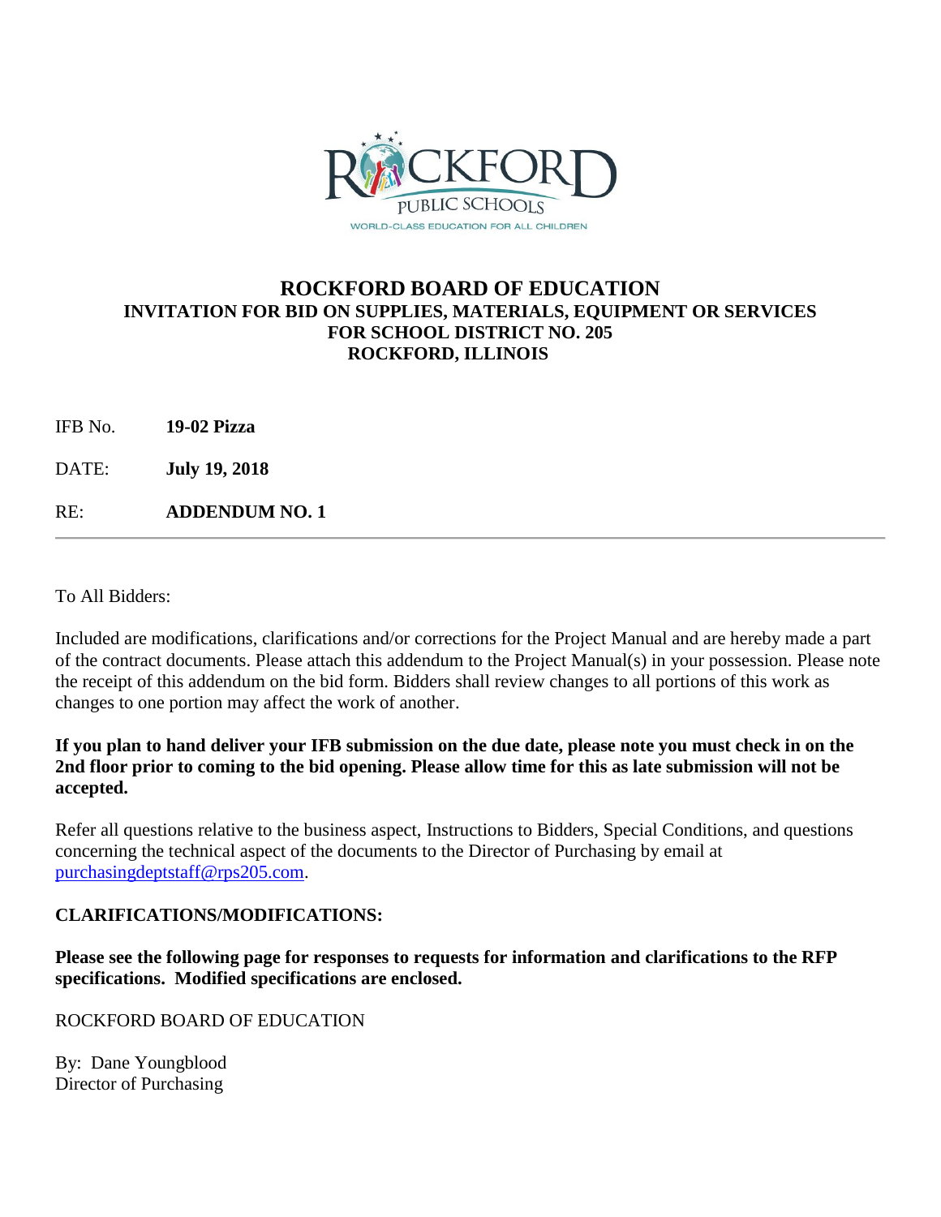# ROCKFORD BOARD OF EDUCATION

## INVITATION FOR BID ON SUPPLIES, MATERIALS, EQUIPMENT OR SERVICES FOR SCHOOL DISTRICT NO. 205 ROCKFORD, ILLINOIS

IFB No. **19-02 Pizza**

DATE: **July 19, 2018**

RE: **ADDENDUM NO. 1**

---

To All Bidders:

Included are modifications, clarifications and/or corrections for the Project Manual and are hereby made a part of the contract documents. Please attach this addendum to the Project Manual(s) in your possession. Please note the receipt of this addendum on the bid form. Bidders shall review changes to all portions of this work as changes to one portion may affect the work of another.

**If you plan to hand deliver your IFB submission on the due date, please note you must check in on the 2nd floor prior to coming to the bid opening. Please allow time for this as late submission will not be accepted.**

Refer all questions relative to the business aspect, Instructions to Bidders, Special Conditions, and questions concerning the technical aspect of the documents to the Director of Purchasing by email at purchasingdeptstaff@rps205.com.

**CLARIFICATIONS/MODIFICATIONS:**

**Please see the following page for responses to requests for information and clarifications to the RFP specifications. Modified specifications are enclosed.**

ROCKFORD BOARD OF EDUCATION

By: Dane Youngblood
Director of Purchasing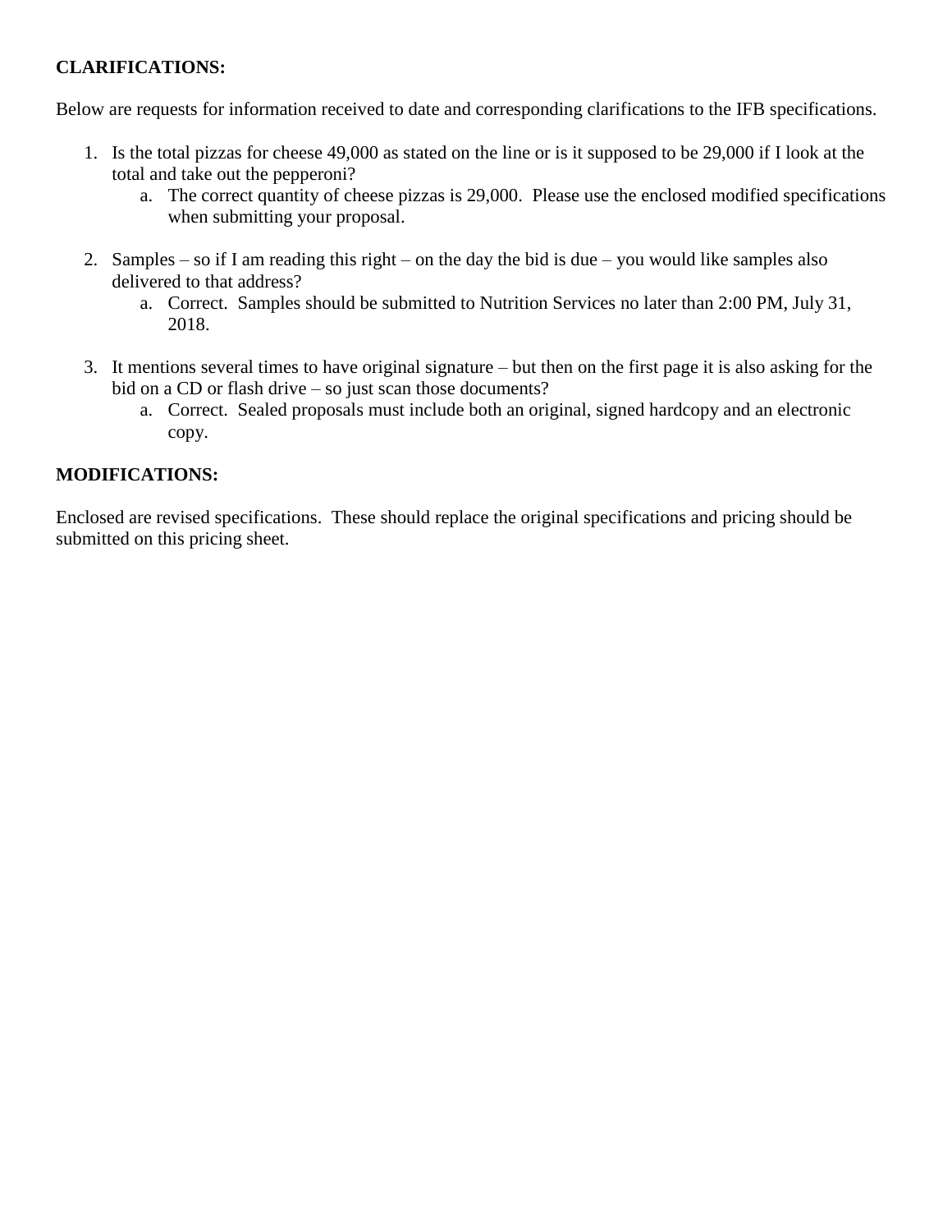**CLARIFICATIONS:**

Below are requests for information received to date and corresponding clarifications to the IFB specifications.

1. Is the total pizzas for cheese 49,000 as stated on the line or is it supposed to be 29,000 if I look at the total and take out the pepperoni?
    a. The correct quantity of cheese pizzas is 29,000. Please use the enclosed modified specifications when submitting your proposal.

2. Samples – so if I am reading this right – on the day the bid is due – you would like samples also delivered to that address?
    a. Correct. Samples should be submitted to Nutrition Services no later than 2:00 PM, July 31, 2018.

3. It mentions several times to have original signature – but then on the first page it is also asking for the bid on a CD or flash drive – so just scan those documents?
    a. Correct. Sealed proposals must include both an original, signed hardcopy and an electronic copy.

**MODIFICATIONS:**

Enclosed are revised specifications. These should replace the original specifications and pricing should be submitted on this pricing sheet.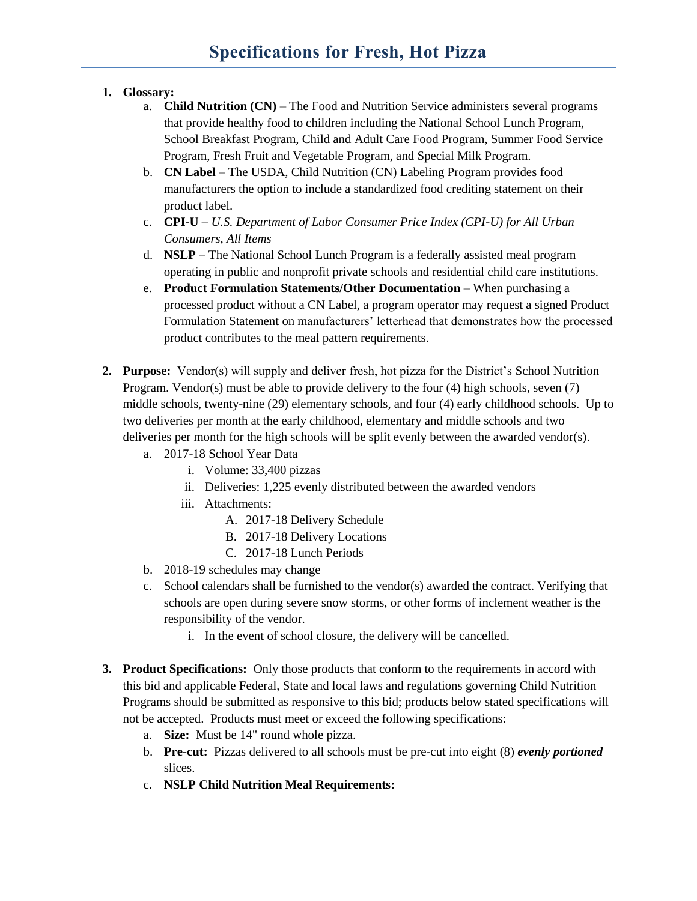# Specifications for Fresh, Hot Pizza

1. **Glossary:**
    a. **Child Nutrition (CN)** – The Food and Nutrition Service administers several programs that provide healthy food to children including the National School Lunch Program, School Breakfast Program, Child and Adult Care Food Program, Summer Food Service Program, Fresh Fruit and Vegetable Program, and Special Milk Program.
    b. **CN Label** – The USDA, Child Nutrition (CN) Labeling Program provides food manufacturers the option to include a standardized food crediting statement on their product label.
    c. **CPI-U** – *U.S. Department of Labor Consumer Price Index (CPI-U) for All Urban Consumers, All Items*
    d. **NSLP** – The National School Lunch Program is a federally assisted meal program operating in public and nonprofit private schools and residential child care institutions.
    e. **Product Formulation Statements/Other Documentation** – When purchasing a processed product without a CN Label, a program operator may request a signed Product Formulation Statement on manufacturers' letterhead that demonstrates how the processed product contributes to the meal pattern requirements.

2. **Purpose:** Vendor(s) will supply and deliver fresh, hot pizza for the District's School Nutrition Program. Vendor(s) must be able to provide delivery to the four (4) high schools, seven (7) middle schools, twenty-nine (29) elementary schools, and four (4) early childhood schools. Up to two deliveries per month at the early childhood, elementary and middle schools and two deliveries per month for the high schools will be split evenly between the awarded vendor(s).
    a. 2017-18 School Year Data
        i. Volume: 33,400 pizzas
        ii. Deliveries: 1,225 evenly distributed between the awarded vendors
        iii. Attachments:
            A. 2017-18 Delivery Schedule
            B. 2017-18 Delivery Locations
            C. 2017-18 Lunch Periods
    b. 2018-19 schedules may change
    c. School calendars shall be furnished to the vendor(s) awarded the contract. Verifying that schools are open during severe snow storms, or other forms of inclement weather is the responsibility of the vendor.
        i. In the event of school closure, the delivery will be cancelled.

3. **Product Specifications:** Only those products that conform to the requirements in accord with this bid and applicable Federal, State and local laws and regulations governing Child Nutrition Programs should be submitted as responsive to this bid; products below stated specifications will not be accepted. Products must meet or exceed the following specifications:
    a. **Size:** Must be 14" round whole pizza.
    b. **Pre-cut:** Pizzas delivered to all schools must be pre-cut into eight (8) ***evenly portioned*** slices.
    c. **NSLP Child Nutrition Meal Requirements:**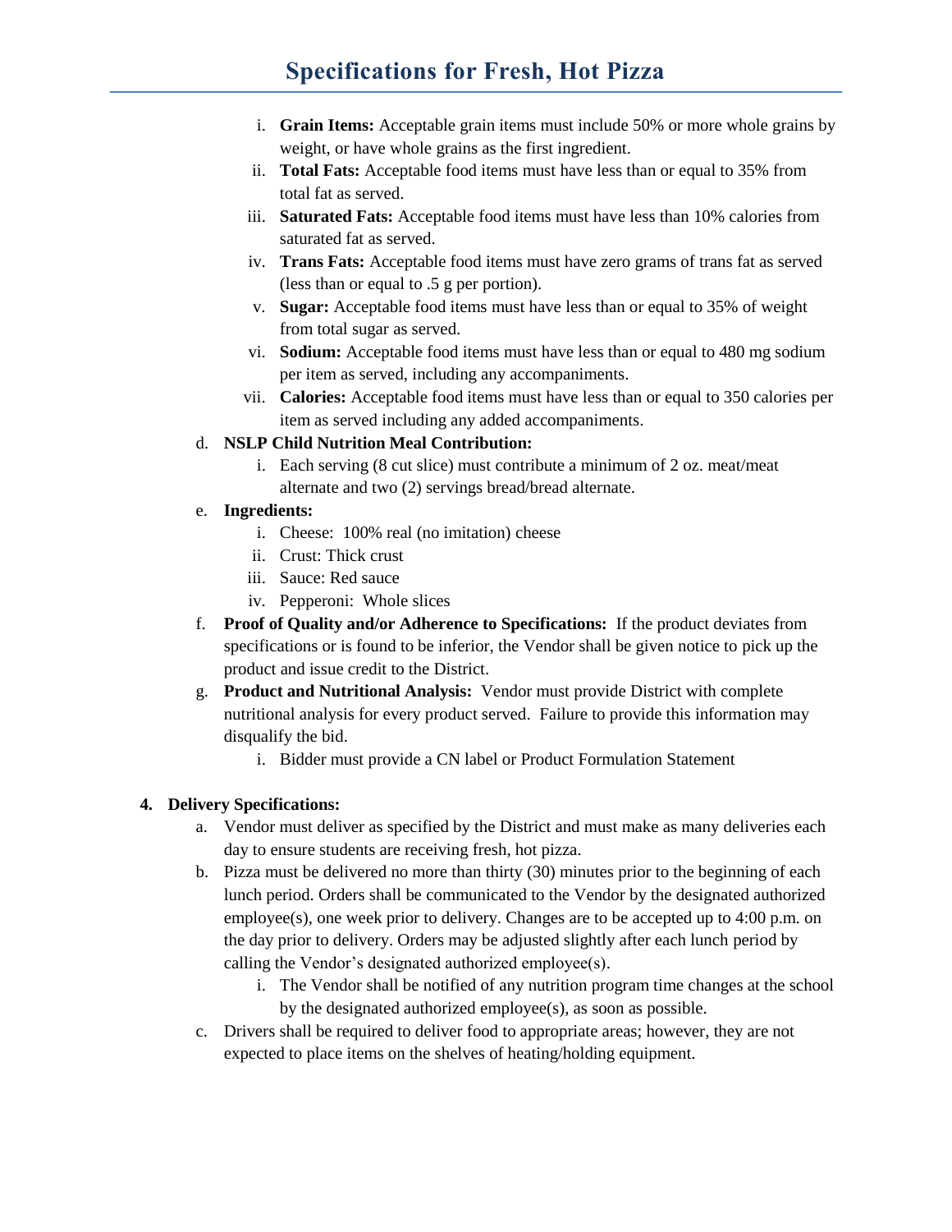# Specifications for Fresh, Hot Pizza

i. **Grain Items:** Acceptable grain items must include 50% or more whole grains by weight, or have whole grains as the first ingredient.

ii. **Total Fats:** Acceptable food items must have less than or equal to 35% from total fat as served.

iii. **Saturated Fats:** Acceptable food items must have less than 10% calories from saturated fat as served.

iv. **Trans Fats:** Acceptable food items must have zero grams of trans fat as served (less than or equal to .5 g per portion).

v. **Sugar:** Acceptable food items must have less than or equal to 35% of weight from total sugar as served.

vi. **Sodium:** Acceptable food items must have less than or equal to 480 mg sodium per item as served, including any accompaniments.

vii. **Calories:** Acceptable food items must have less than or equal to 350 calories per item as served including any added accompaniments.

d. **NSLP Child Nutrition Meal Contribution:**

i. Each serving (8 cut slice) must contribute a minimum of 2 oz. meat/meat alternate and two (2) servings bread/bread alternate.

e. **Ingredients:**

i. Cheese: 100% real (no imitation) cheese

ii. Crust: Thick crust

iii. Sauce: Red sauce

iv. Pepperoni: Whole slices

f. **Proof of Quality and/or Adherence to Specifications:** If the product deviates from specifications or is found to be inferior, the Vendor shall be given notice to pick up the product and issue credit to the District.

g. **Product and Nutritional Analysis:** Vendor must provide District with complete nutritional analysis for every product served. Failure to provide this information may disqualify the bid.

i. Bidder must provide a CN label or Product Formulation Statement

**4. Delivery Specifications:**

a. Vendor must deliver as specified by the District and must make as many deliveries each day to ensure students are receiving fresh, hot pizza.

b. Pizza must be delivered no more than thirty (30) minutes prior to the beginning of each lunch period. Orders shall be communicated to the Vendor by the designated authorized employee(s), one week prior to delivery. Changes are to be accepted up to 4:00 p.m. on the day prior to delivery. Orders may be adjusted slightly after each lunch period by calling the Vendor's designated authorized employee(s).

i. The Vendor shall be notified of any nutrition program time changes at the school by the designated authorized employee(s), as soon as possible.

c. Drivers shall be required to deliver food to appropriate areas; however, they are not expected to place items on the shelves of heating/holding equipment.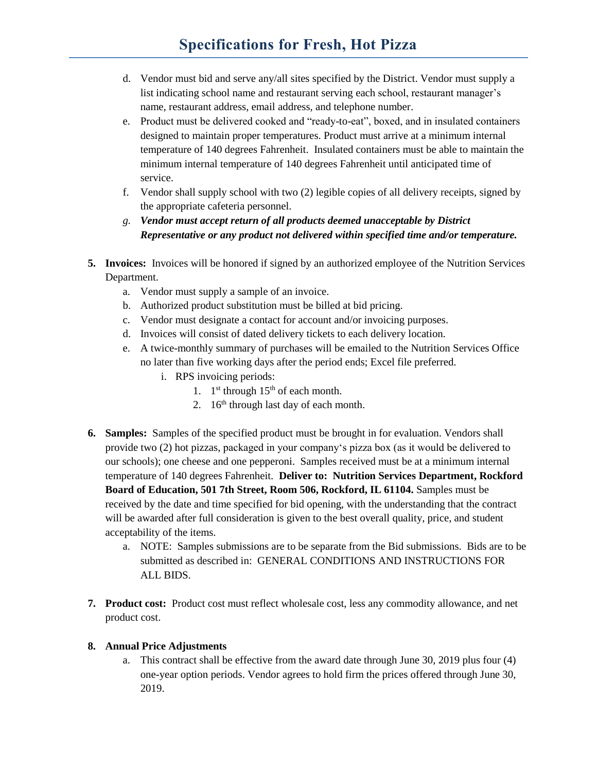# Specifications for Fresh, Hot Pizza

d. Vendor must bid and serve any/all sites specified by the District. Vendor must supply a list indicating school name and restaurant serving each school, restaurant manager's name, restaurant address, email address, and telephone number.

e. Product must be delivered cooked and "ready-to-eat", boxed, and in insulated containers designed to maintain proper temperatures. Product must arrive at a minimum internal temperature of 140 degrees Fahrenheit. Insulated containers must be able to maintain the minimum internal temperature of 140 degrees Fahrenheit until anticipated time of service.

f. Vendor shall supply school with two (2) legible copies of all delivery receipts, signed by the appropriate cafeteria personnel.

*g.* ***Vendor must accept return of all products deemed unacceptable by District Representative or any product not delivered within specified time and/or temperature.***

5. **Invoices:** Invoices will be honored if signed by an authorized employee of the Nutrition Services Department.
   a. Vendor must supply a sample of an invoice.
   b. Authorized product substitution must be billed at bid pricing.
   c. Vendor must designate a contact for account and/or invoicing purposes.
   d. Invoices will consist of dated delivery tickets to each delivery location.
   e. A twice-monthly summary of purchases will be emailed to the Nutrition Services Office no later than five working days after the period ends; Excel file preferred.
      i. RPS invoicing periods:
         1. 1st through 15th of each month.
         2. 16th through last day of each month.

6. **Samples:** Samples of the specified product must be brought in for evaluation. Vendors shall provide two (2) hot pizzas, packaged in your company's pizza box (as it would be delivered to our schools); one cheese and one pepperoni. Samples received must be at a minimum internal temperature of 140 degrees Fahrenheit. **Deliver to: Nutrition Services Department, Rockford Board of Education, 501 7th Street, Room 506, Rockford, IL 61104.** Samples must be received by the date and time specified for bid opening, with the understanding that the contract will be awarded after full consideration is given to the best overall quality, price, and student acceptability of the items.
   a. NOTE: Samples submissions are to be separate from the Bid submissions. Bids are to be submitted as described in: GENERAL CONDITIONS AND INSTRUCTIONS FOR ALL BIDS.

7. **Product cost:** Product cost must reflect wholesale cost, less any commodity allowance, and net product cost.

8. **Annual Price Adjustments**
   a. This contract shall be effective from the award date through June 30, 2019 plus four (4) one-year option periods. Vendor agrees to hold firm the prices offered through June 30, 2019.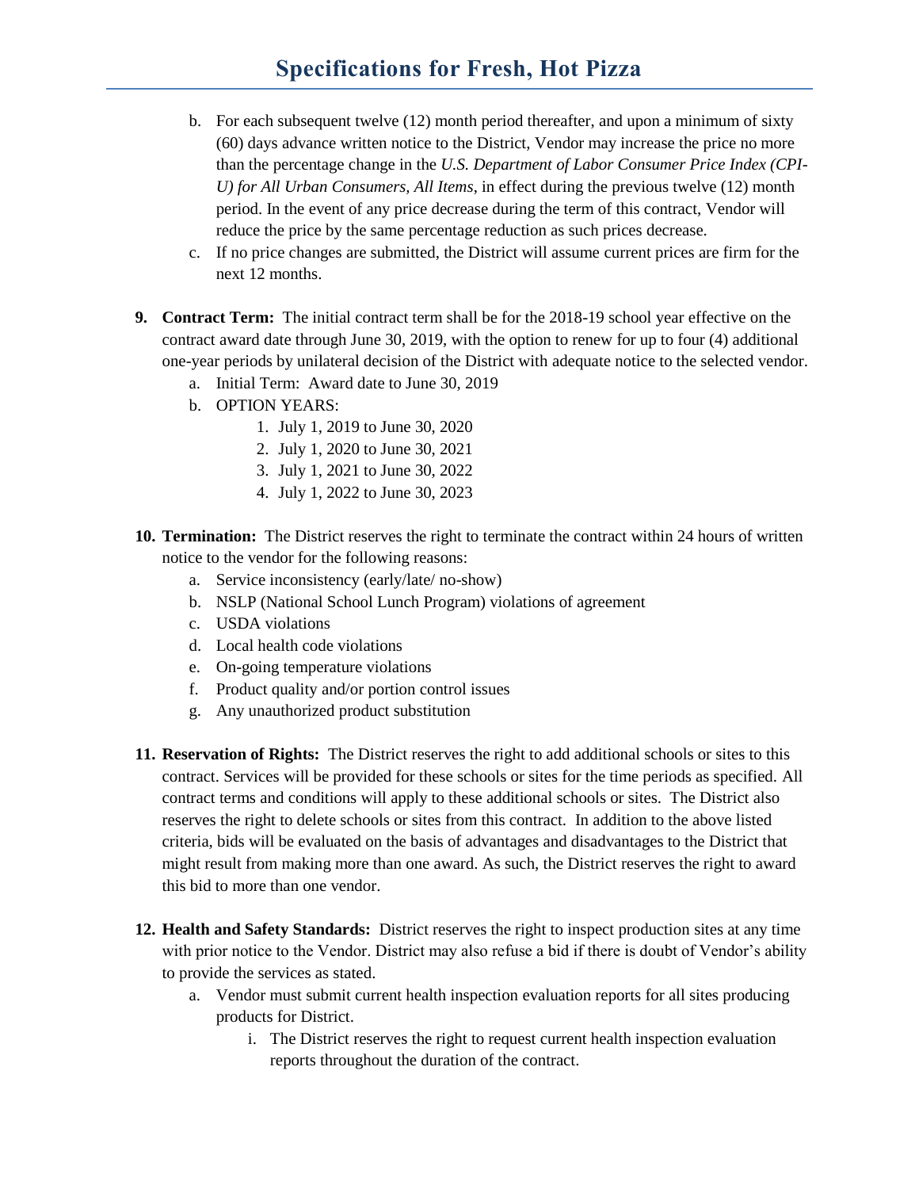# Specifications for Fresh, Hot Pizza

   b. For each subsequent twelve (12) month period thereafter, and upon a minimum of sixty (60) days advance written notice to the District, Vendor may increase the price no more than the percentage change in the *U.S. Department of Labor Consumer Price Index (CPI-U) for All Urban Consumers, All Items*, in effect during the previous twelve (12) month period. In the event of any price decrease during the term of this contract, Vendor will reduce the price by the same percentage reduction as such prices decrease.
   c. If no price changes are submitted, the District will assume current prices are firm for the next 12 months.

9. **Contract Term:** The initial contract term shall be for the 2018-19 school year effective on the contract award date through June 30, 2019, with the option to renew for up to four (4) additional one-year periods by unilateral decision of the District with adequate notice to the selected vendor.
   a. Initial Term: Award date to June 30, 2019
   b. OPTION YEARS:
      1. July 1, 2019 to June 30, 2020
      2. July 1, 2020 to June 30, 2021
      3. July 1, 2021 to June 30, 2022
      4. July 1, 2022 to June 30, 2023

10. **Termination:** The District reserves the right to terminate the contract within 24 hours of written notice to the vendor for the following reasons:
    a. Service inconsistency (early/late/ no-show)
    b. NSLP (National School Lunch Program) violations of agreement
    c. USDA violations
    d. Local health code violations
    e. On-going temperature violations
    f. Product quality and/or portion control issues
    g. Any unauthorized product substitution

11. **Reservation of Rights:** The District reserves the right to add additional schools or sites to this contract. Services will be provided for these schools or sites for the time periods as specified. All contract terms and conditions will apply to these additional schools or sites. The District also reserves the right to delete schools or sites from this contract. In addition to the above listed criteria, bids will be evaluated on the basis of advantages and disadvantages to the District that might result from making more than one award. As such, the District reserves the right to award this bid to more than one vendor.

12. **Health and Safety Standards:** District reserves the right to inspect production sites at any time with prior notice to the Vendor. District may also refuse a bid if there is doubt of Vendor's ability to provide the services as stated.
    a. Vendor must submit current health inspection evaluation reports for all sites producing products for District.
       i. The District reserves the right to request current health inspection evaluation reports throughout the duration of the contract.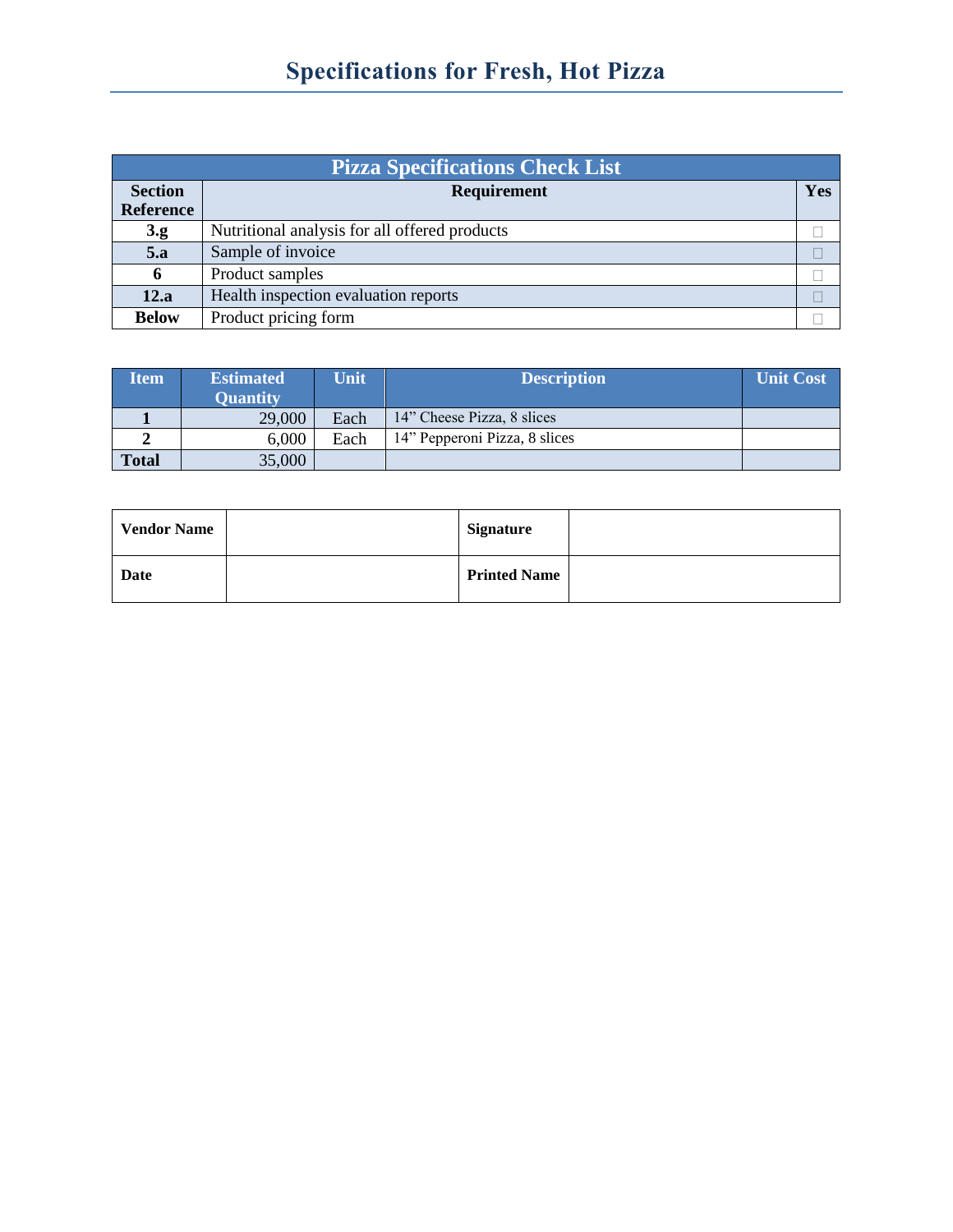# Specifications for Fresh, Hot Pizza

| Pizza Specifications Check List | | |
|---|---|---|
| **Section Reference** | **Requirement** | **Yes** |
| **3.g** | Nutritional analysis for all offered products | ☐ |
| **5.a** | Sample of invoice | ☐ |
| **6** | Product samples | ☐ |
| **12.a** | Health inspection evaluation reports | ☐ |
| **Below** | Product pricing form | ☐ |

| Item | Estimated Quantity | Unit | Description | Unit Cost |
|---|---|---|---|---|
| **1** | 29,000 | Each | 14” Cheese Pizza, 8 slices | |
| **2** | 6,000 | Each | 14” Pepperoni Pizza, 8 slices | |
| **Total** | 35,000 | | | |

| | | | |
|---|---|---|---|
| **Vendor Name** | | **Signature** | |
| **Date** | | **Printed Name** | |